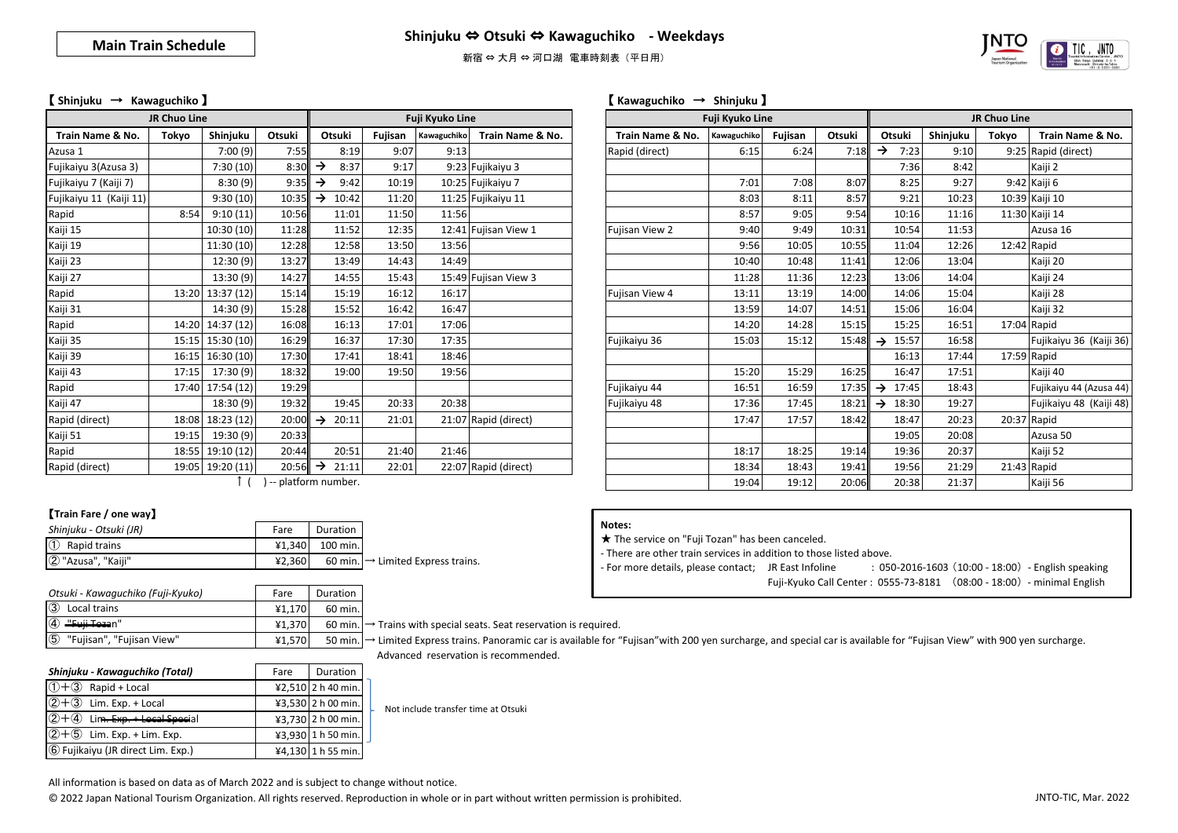# Main Train Schedule

## Shinjuku ⇔ Otsuki ⇔ Kawaguchiko - Weekdays

新宿 ⇔ 大月 ⇔ 河口湖 電車時刻表（平日用）

### 【 Shinjuku → Kawaguchiko 】

| JR Chuo Line | | | | Fuji Kyuko Line | | | |
|---|---|---|---|---|---|---|---|
| Train Name & No. | Tokyo | Shinjuku | Otsuki | Otsuki | Fujisan | Kawaguchiko | Train Name & No. |
| Azusa 1 | | 7:00 (9) | 7:55 | 8:19 | 9:07 | 9:13 | |
| Fujikaiyu 3(Azusa 3) | | 7:30 (10) | 8:30 | → 8:37 | 9:17 | 9:23 | Fujikaiyu 3 |
| Fujikaiyu 7 (Kaiji 7) | | 8:30 (9) | 9:35 | → 9:42 | 10:19 | 10:25 | Fujikaiyu 7 |
| Fujikaiyu 11 (Kaiji 11) | | 9:30 (10) | 10:35 | → 10:42 | 11:20 | 11:25 | Fujikaiyu 11 |
| Rapid | 8:54 | 9:10 (11) | 10:56 | 11:01 | 11:50 | 11:56 | |
| Kaiji 15 | | 10:30 (10) | 11:28 | 11:52 | 12:35 | 12:41 | Fujisan View 1 |
| Kaiji 19 | | 11:30 (10) | 12:28 | 12:58 | 13:50 | 13:56 | |
| Kaiji 23 | | 12:30 (9) | 13:27 | 13:49 | 14:43 | 14:49 | |
| Kaiji 27 | | 13:30 (9) | 14:27 | 14:55 | 15:43 | 15:49 | Fujisan View 3 |
| Rapid | 13:20 | 13:37 (12) | 15:14 | 15:19 | 16:12 | 16:17 | |
| Kaiji 31 | | 14:30 (9) | 15:28 | 15:52 | 16:42 | 16:47 | |
| Rapid | 14:20 | 14:37 (12) | 16:08 | 16:13 | 17:01 | 17:06 | |
| Kaiji 35 | 15:15 | 15:30 (10) | 16:29 | 16:37 | 17:30 | 17:35 | |
| Kaiji 39 | 16:15 | 16:30 (10) | 17:30 | 17:41 | 18:41 | 18:46 | |
| Kaiji 43 | 17:15 | 17:30 (9) | 18:32 | 19:00 | 19:50 | 19:56 | |
| Rapid | 17:40 | 17:54 (12) | 19:29 | | | | |
| Kaiji 47 | | 18:30 (9) | 19:32 | 19:45 | 20:33 | 20:38 | |
| Rapid (direct) | 18:08 | 18:23 (12) | 20:00 | → 20:11 | 21:01 | 21:07 | Rapid (direct) |
| Kaiji 51 | 19:15 | 19:30 (9) | 20:33 | | | | |
| Rapid | 18:55 | 19:10 (12) | 20:44 | 20:51 | 21:40 | 21:46 | |
| Rapid (direct) | 19:05 | 19:20 (11) | 20:56 | → 21:11 | 22:01 | 22:07 | Rapid (direct) |

↑ ( ) -- platform number.

### 【 Kawaguchiko → Shinjuku 】

| Fuji Kyuko Line | | | | JR Chuo Line | | | |
|---|---|---|---|---|---|---|---|
| Train Name & No. | Kawaguchiko | Fujisan | Otsuki | Otsuki | Shinjuku | Tokyo | Train Name & No. |
| Rapid (direct) | 6:15 | 6:24 | 7:18 | → 7:23 | 9:10 | 9:25 | Rapid (direct) |
| | | | | 7:36 | 8:42 | | Kaiji 2 |
| | 7:01 | 7:08 | 8:07 | 8:25 | 9:27 | 9:42 | Kaiji 6 |
| | 8:03 | 8:11 | 8:57 | 9:21 | 10:23 | 10:39 | Kaiji 10 |
| | 8:57 | 9:05 | 9:54 | 10:16 | 11:16 | 11:30 | Kaiji 14 |
| Fujisan View 2 | 9:40 | 9:49 | 10:31 | 10:54 | 11:53 | | Azusa 16 |
| | 9:56 | 10:05 | 10:55 | 11:04 | 12:26 | 12:42 | Rapid |
| | 10:40 | 10:48 | 11:41 | 12:06 | 13:04 | | Kaiji 20 |
| | 11:28 | 11:36 | 12:23 | 13:06 | 14:04 | | Kaiji 24 |
| Fujisan View 4 | 13:11 | 13:19 | 14:00 | 14:06 | 15:04 | | Kaiji 28 |
| | 13:59 | 14:07 | 14:51 | 15:06 | 16:04 | | Kaiji 32 |
| | 14:20 | 14:28 | 15:15 | 15:25 | 16:51 | 17:04 | Rapid |
| Fujikaiyu 36 | 15:03 | 15:12 | 15:48 | → 15:57 | 16:58 | | Fujikaiyu 36 (Kaiji 36) |
| | | | | 16:13 | 17:44 | 17:59 | Rapid |
| | 15:20 | 15:29 | 16:25 | 16:47 | 17:51 | | Kaiji 40 |
| Fujikaiyu 44 | 16:51 | 16:59 | 17:35 | → 17:45 | 18:43 | | Fujikaiyu 44 (Azusa 44) |
| Fujikaiyu 48 | 17:36 | 17:45 | 18:21 | → 18:30 | 19:27 | | Fujikaiyu 48 (Kaiji 48) |
| | 17:47 | 17:57 | 18:42 | 18:47 | 20:23 | 20:37 | Rapid |
| | | | | 19:05 | 20:08 | | Azusa 50 |
| | 18:17 | 18:25 | 19:14 | 19:36 | 20:37 | | Kaiji 52 |
| | 18:34 | 18:43 | 19:41 | 19:56 | 21:29 | 21:43 | Rapid |
| | 19:04 | 19:12 | 20:06 | 20:38 | 21:37 | | Kaiji 56 |

### 【Train Fare / one way】

| *Shinjuku - Otsuki (JR)* | Fare | Duration | |
|---|---|---|---|
| ① Rapid trains | ¥1,340 | 100 min. | |
| ② "Azusa", "Kaiji" | ¥2,360 | 60 min. | → Limited Express trains. |

| *Otsuki - Kawaguchiko (Fuji-Kyuko)* | Fare | Duration | |
|---|---|---|---|
| ③ Local trains | ¥1,170 | 60 min. | |
| ④ ~~"Fuji Tozan"~~ | ¥1,370 | 60 min. | → Trains with special seats. Seat reservation is required. |
| ⑤ "Fujisan", "Fujisan View" | ¥1,570 | 50 min. | → Limited Express trains. Panoramic car is available for "Fujisan"with 200 yen surcharge, and special car is available for "Fujisan View" with 900 yen surcharge. Advanced reservation is recommended. |

| *Shinjuku - Kawaguchiko (Total)* | Fare | Duration | |
|---|---|---|---|
| ①+③ Rapid + Local | ¥2,510 | 2 h 40 min. | Not include transfer time at Otsuki |
| ②+③ Lim. Exp. + Local | ¥3,530 | 2 h 00 min. | |
| ②+④ ~~Lim. Exp. + Local Special~~ | ¥3,730 | 2 h 00 min. | |
| ②+⑤ Lim. Exp. + Lim. Exp. | ¥3,930 | 1 h 50 min. | |
| ⑥ Fujikaiyu (JR direct Lim. Exp.) | ¥4,130 | 1 h 55 min. | |

**Notes:**

★ The service on "Fuji Tozan" has been canceled.

- There are other train services in addition to those listed above.
- For more details, please contact; JR East Infoline : 050-2016-1603（10:00 - 18:00）- English speaking
  Fuji-Kyuko Call Center : 0555-73-8181 （08:00 - 18:00）- minimal English

All information is based on data as of March 2022 and is subject to change without notice.

© 2022 Japan National Tourism Organization. All rights reserved. Reproduction in whole or in part without written permission is prohibited.

JNTO-TIC, Mar. 2022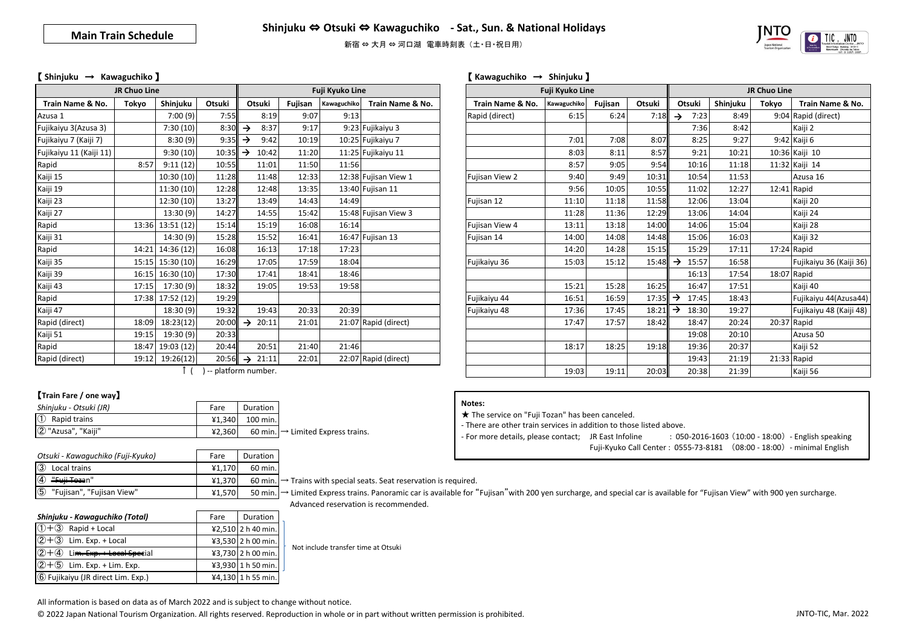# Main Train Schedule

## Shinjuku ⇔ Otsuki ⇔ Kawaguchiko - Sat., Sun. & National Holidays

新宿 ⇔ 大月 ⇔ 河口湖 電車時刻表（土･日･祝日用）

### 【 Shinjuku → Kawaguchiko 】

| JR Chuo Line | | | | Fuji Kyuko Line | | | |
|---|---|---|---|---|---|---|---|
| Train Name & No. | Tokyo | Shinjuku | Otsuki | Otsuki | Fujisan | Kawaguchiko | Train Name & No. |
| Azusa 1 | | 7:00 (9) | 7:55 | 8:19 | 9:07 | 9:13 | |
| Fujikaiyu 3(Azusa 3) | | 7:30 (10) | 8:30 | → 8:37 | 9:17 | 9:23 | Fujikaiyu 3 |
| Fujikaiyu 7 (Kaiji 7) | | 8:30 (9) | 9:35 | → 9:42 | 10:19 | 10:25 | Fujikaiyu 7 |
| Fujikaiyu 11 (Kaiji 11) | | 9:30 (10) | 10:35 | → 10:42 | 11:20 | 11:25 | Fujikaiyu 11 |
| Rapid | 8:57 | 9:11 (12) | 10:55 | 11:01 | 11:50 | 11:56 | |
| Kaiji 15 | | 10:30 (10) | 11:28 | 11:48 | 12:33 | 12:38 | Fujisan View 1 |
| Kaiji 19 | | 11:30 (10) | 12:28 | 12:48 | 13:35 | 13:40 | Fujisan 11 |
| Kaiji 23 | | 12:30 (10) | 13:27 | 13:49 | 14:43 | 14:49 | |
| Kaiji 27 | | 13:30 (9) | 14:27 | 14:55 | 15:42 | 15:48 | Fujisan View 3 |
| Rapid | 13:36 | 13:51 (12) | 15:14 | 15:19 | 16:08 | 16:14 | |
| Kaiji 31 | | 14:30 (9) | 15:28 | 15:52 | 16:41 | 16:47 | Fujisan 13 |
| Rapid | 14:21 | 14:36 (12) | 16:08 | 16:13 | 17:18 | 17:23 | |
| Kaiji 35 | 15:15 | 15:30 (10) | 16:29 | 17:05 | 17:59 | 18:04 | |
| Kaiji 39 | 16:15 | 16:30 (10) | 17:30 | 17:41 | 18:41 | 18:46 | |
| Kaiji 43 | 17:15 | 17:30 (9) | 18:32 | 19:05 | 19:53 | 19:58 | |
| Rapid | 17:38 | 17:52 (12) | 19:29 | | | | |
| Kaiji 47 | | 18:30 (9) | 19:32 | 19:43 | 20:33 | 20:39 | |
| Rapid (direct) | 18:09 | 18:23(12) | 20:00 | → 20:11 | 21:01 | 21:07 | Rapid (direct) |
| Kaiji 51 | 19:15 | 19:30 (9) | 20:33 | | | | |
| Rapid | 18:47 | 19:03 (12) | 20:44 | 20:51 | 21:40 | 21:46 | |
| Rapid (direct) | 19:12 | 19:26(12) | 20:56 | → 21:11 | 22:01 | 22:07 | Rapid (direct) |

↑ ( ) -- platform number.

### 【 Kawaguchiko → Shinjuku 】

| Fuji Kyuko Line | | | | JR Chuo Line | | | |
|---|---|---|---|---|---|---|---|
| Train Name & No. | Kawaguchiko | Fujisan | Otsuki | Otsuki | Shinjuku | Tokyo | Train Name & No. |
| Rapid (direct) | 6:15 | 6:24 | 7:18 | → 7:23 | 8:49 | 9:04 | Rapid (direct) |
| | | | | 7:36 | 8:42 | | Kaiji 2 |
| | 7:01 | 7:08 | 8:07 | 8:25 | 9:27 | 9:42 | Kaiji 6 |
| | 8:03 | 8:11 | 8:57 | 9:21 | 10:21 | 10:36 | Kaiji 10 |
| | 8:57 | 9:05 | 9:54 | 10:16 | 11:18 | 11:32 | Kaiji 14 |
| Fujisan View 2 | 9:40 | 9:49 | 10:31 | 10:54 | 11:53 | | Azusa 16 |
| | 9:56 | 10:05 | 10:55 | 11:02 | 12:27 | 12:41 | Rapid |
| Fujisan 12 | 11:10 | 11:18 | 11:58 | 12:06 | 13:04 | | Kaiji 20 |
| | 11:28 | 11:36 | 12:29 | 13:06 | 14:04 | | Kaiji 24 |
| Fujisan View 4 | 13:11 | 13:18 | 14:00 | 14:06 | 15:04 | | Kaiji 28 |
| Fujisan 14 | 14:00 | 14:08 | 14:48 | 15:06 | 16:03 | | Kaiji 32 |
| | 14:20 | 14:28 | 15:15 | 15:29 | 17:11 | 17:24 | Rapid |
| Fujikaiyu 36 | 15:03 | 15:12 | 15:48 | → 15:57 | 16:58 | | Fujikaiyu 36 (Kaiji 36) |
| | | | | 16:13 | 17:54 | 18:07 | Rapid |
| | 15:21 | 15:28 | 16:25 | 16:47 | 17:51 | | Kaiji 40 |
| Fujikaiyu 44 | 16:51 | 16:59 | 17:35 | → 17:45 | 18:43 | | Fujikaiyu 44(Azusa44) |
| Fujikaiyu 48 | 17:36 | 17:45 | 18:21 | → 18:30 | 19:27 | | Fujikaiyu 48 (Kaiji 48) |
| | 17:47 | 17:57 | 18:42 | 18:47 | 20:24 | 20:37 | Rapid |
| | | | | 19:08 | 20:10 | | Azusa 50 |
| | 18:17 | 18:25 | 19:18 | 19:36 | 20:37 | | Kaiji 52 |
| | | | | 19:43 | 21:19 | 21:33 | Rapid |
| | 19:03 | 19:11 | 20:03 | 20:38 | 21:39 | | Kaiji 56 |

### 【Train Fare / one way】

| *Shinjuku - Otsuki (JR)* | Fare | Duration | |
|---|---|---|---|
| ① Rapid trains | ¥1,340 | 100 min. | |
| ② "Azusa", "Kaiji" | ¥2,360 | 60 min. | → Limited Express trains. |

| *Otsuki - Kawaguchiko (Fuji-Kyuko)* | Fare | Duration | |
|---|---|---|---|
| ③ Local trains | ¥1,170 | 60 min. | |
| ④ ~~"Fuji Tozan"~~ | ¥1,370 | 60 min. | → Trains with special seats. Seat reservation is required. |
| ⑤ "Fujisan", "Fujisan View" | ¥1,570 | 50 min. | → Limited Express trains. Panoramic car is available for "Fujisan" with 200 yen surcharge, and special car is available for "Fujisan View" with 900 yen surcharge. Advanced reservation is recommended. |

| *Shinjuku - Kawaguchiko (Total)* | Fare | Duration | |
|---|---|---|---|
| ①+③ Rapid + Local | ¥2,510 | 2 h 40 min. | Not include transfer time at Otsuki |
| ②+③ Lim. Exp. + Local | ¥3,530 | 2 h 00 min. | |
| ②+④ ~~Lim. Exp. + Local Special~~ | ¥3,730 | 2 h 00 min. | |
| ②+⑤ Lim. Exp. + Lim. Exp. | ¥3,930 | 1 h 50 min. | |
| ⑥ Fujikaiyu (JR direct Lim. Exp.) | ¥4,130 | 1 h 55 min. | |

**Notes:**

★ The service on "Fuji Tozan" has been canceled.

- There are other train services in addition to those listed above.
- For more details, please contact; JR East Infoline : 050-2016-1603（10:00 - 18:00） - English speaking
  Fuji-Kyuko Call Center : 0555-73-8181 （08:00 - 18:00） - minimal English

All information is based on data as of March 2022 and is subject to change without notice.

© 2022 Japan National Tourism Organization. All rights reserved. Reproduction in whole or in part without written permission is prohibited.

JNTO-TIC, Mar. 2022